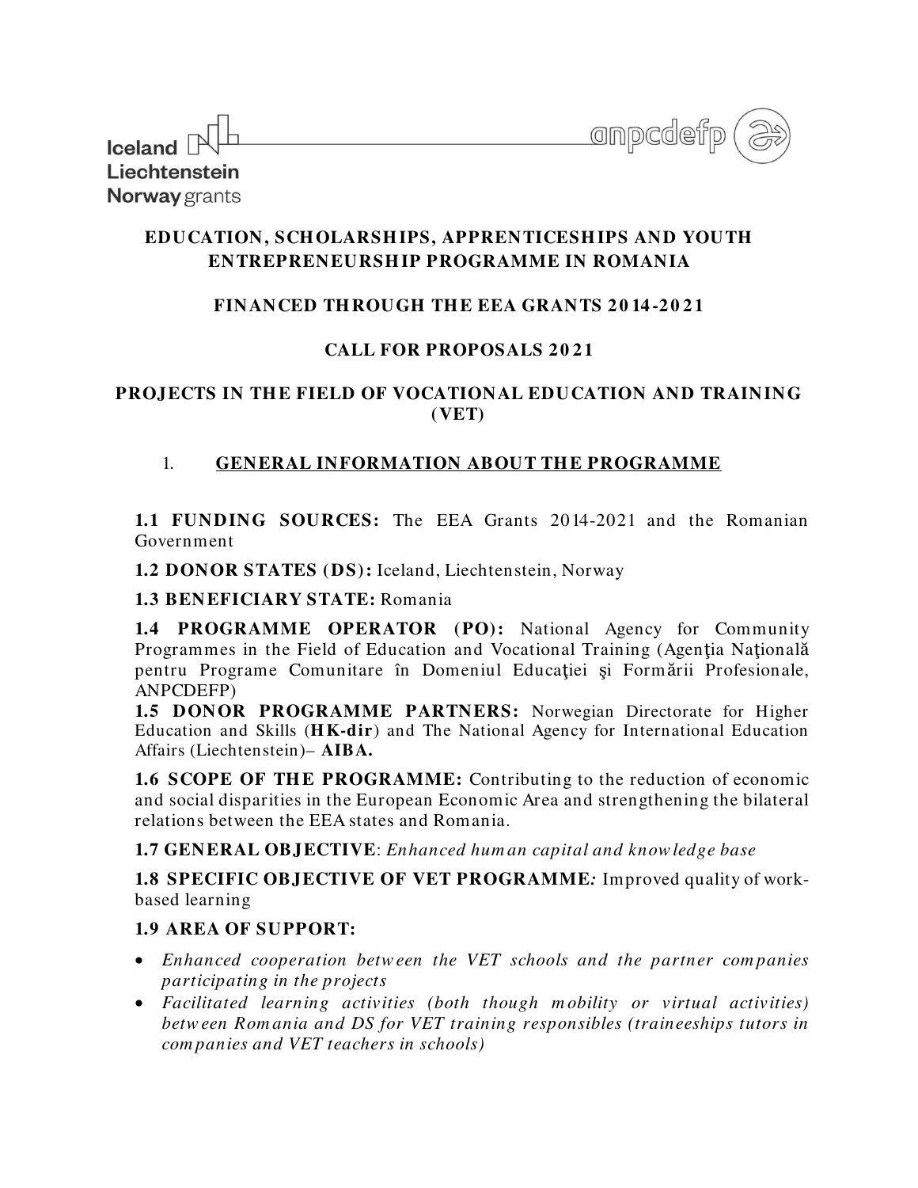Iceland
Liechtenstein
Norway grants

anpcdefp

# EDUCATION, SCHOLARSHIPS, APPRENTICESHIPS AND YOUTH ENTREPRENEURSHIP PROGRAMME IN ROMANIA

## FINANCED THROUGH THE EEA GRANTS 2014-2021

## CALL FOR PROPOSALS 2021

## PROJECTS IN THE FIELD OF VOCATIONAL EDUCATION AND TRAINING (VET)

### 1. GENERAL INFORMATION ABOUT THE PROGRAMME

**1.1 FUNDING SOURCES:** The EEA Grants 2014-2021 and the Romanian Government

**1.2 DONOR STATES (DS):** Iceland, Liechtenstein, Norway

**1.3 BENEFICIARY STATE:** Romania

**1.4 PROGRAMME OPERATOR (PO):** National Agency for Community Programmes in the Field of Education and Vocational Training (Agenţia Naţională pentru Programe Comunitare în Domeniul Educaţiei şi Formării Profesionale, ANPCDEFP)

**1.5 DONOR PROGRAMME PARTNERS:** Norwegian Directorate for Higher Education and Skills (**HK-dir**) and The National Agency for International Education Affairs (Liechtenstein)– **AIBA.**

**1.6 SCOPE OF THE PROGRAMME:** Contributing to the reduction of economic and social disparities in the European Economic Area and strengthening the bilateral relations between the EEA states and Romania.

**1.7 GENERAL OBJECTIVE**: *Enhanced human capital and knowledge base*

**1.8 SPECIFIC OBJECTIVE OF VET PROGRAMME***:* Improved quality of work-based learning

**1.9 AREA OF SUPPORT:**

- *Enhanced cooperation between the VET schools and the partner companies participating in the projects*
- *Facilitated learning activities (both though mobility or virtual activities) between Romania and DS for VET training responsibles (traineeships tutors in companies and VET teachers in schools)*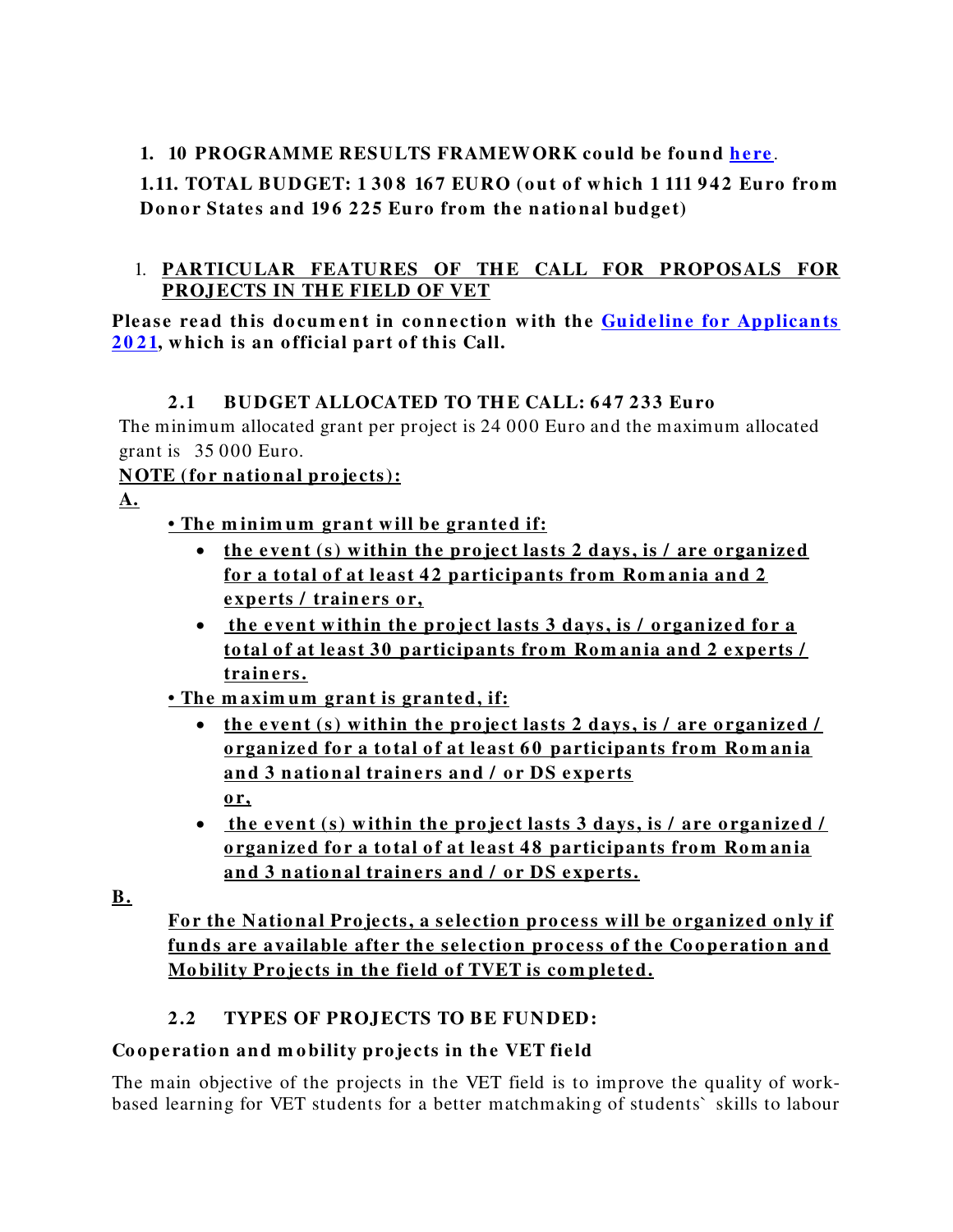**1. 10 PROGRAMME RESULTS FRAMEWORK could be found here.**

**1.11. TOTAL BUDGET: 1 308 167 EURO (out of which 1 111 942 Euro from Donor States and 196 225 Euro from the national budget)**

1. **PARTICULAR FEATURES OF THE CALL FOR PROPOSALS FOR PROJECTS IN THE FIELD OF VET**

**Please read this document in connection with the Guideline for Applicants 2021, which is an official part of this Call.**

### 2.1 BUDGET ALLOCATED TO THE CALL: 647 233 Euro

The minimum allocated grant per project is 24 000 Euro and the maximum allocated grant is 35 000 Euro.

**NOTE (for national projects):**

**A.**

**• The minimum grant will be granted if:**

- **the event (s) within the project lasts 2 days, is / are organized for a total of at least 42 participants from Romania and 2 experts / trainers or,**
- **the event within the project lasts 3 days, is / organized for a total of at least 30 participants from Romania and 2 experts / trainers.**

**• The maximum grant is granted, if:**

- **the event (s) within the project lasts 2 days, is / are organized / organized for a total of at least 60 participants from Romania and 3 national trainers and / or DS experts or,**
- **the event (s) within the project lasts 3 days, is / are organized / organized for a total of at least 48 participants from Romania and 3 national trainers and / or DS experts.**

**B.**

**For the National Projects, a selection process will be organized only if funds are available after the selection process of the Cooperation and Mobility Projects in the field of TVET is completed.**

### 2.2 TYPES OF PROJECTS TO BE FUNDED:

**Cooperation and mobility projects in the VET field**

The main objective of the projects in the VET field is to improve the quality of work-based learning for VET students for a better matchmaking of students` skills to labour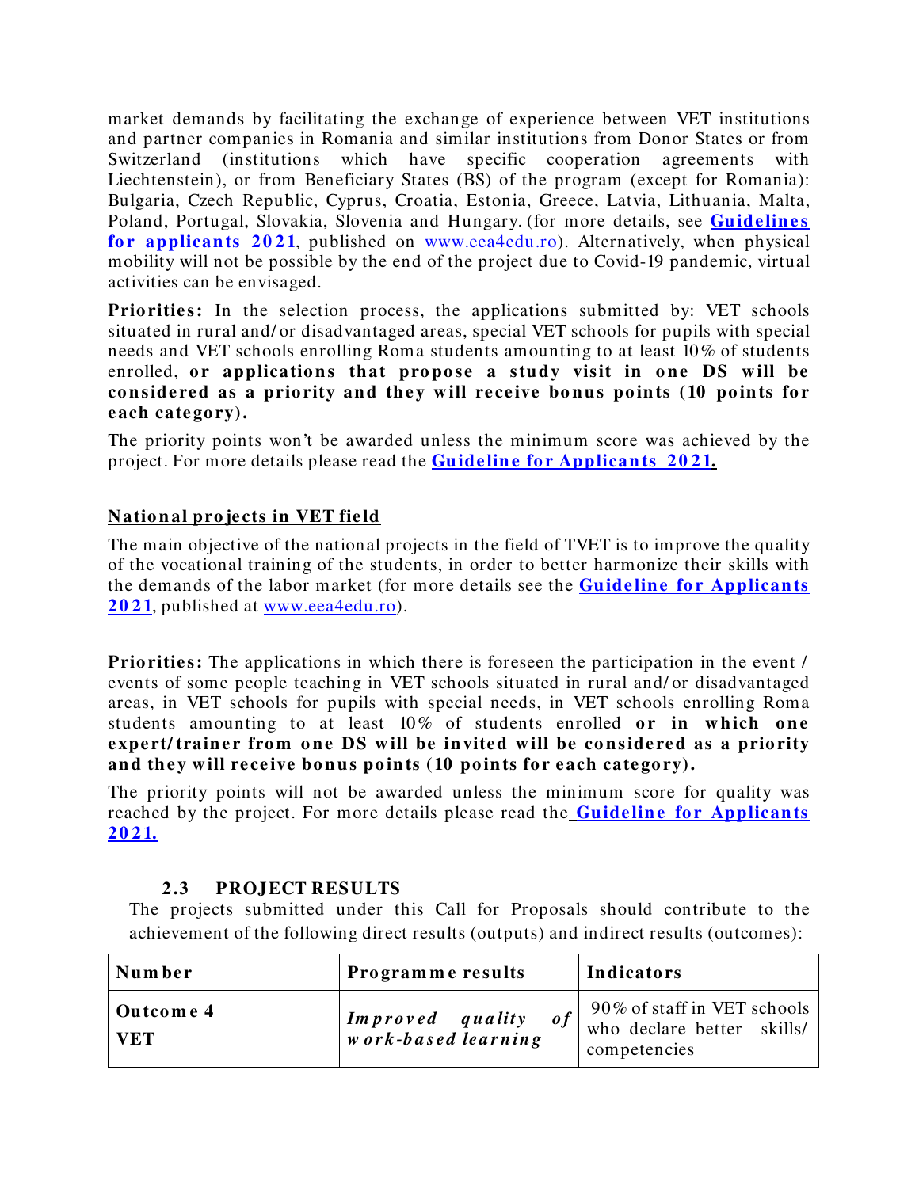market demands by facilitating the exchange of experience between VET institutions and partner companies in Romania and similar institutions from Donor States or from Switzerland (institutions which have specific cooperation agreements with Liechtenstein), or from Beneficiary States (BS) of the program (except for Romania): Bulgaria, Czech Republic, Cyprus, Croatia, Estonia, Greece, Latvia, Lithuania, Malta, Poland, Portugal, Slovakia, Slovenia and Hungary. (for more details, see **Guidelines for applicants 2021**, published on www.eea4edu.ro). Alternatively, when physical mobility will not be possible by the end of the project due to Covid-19 pandemic, virtual activities can be envisaged.

**Priorities:** In the selection process, the applications submitted by: VET schools situated in rural and/or disadvantaged areas, special VET schools for pupils with special needs and VET schools enrolling Roma students amounting to at least 10% of students enrolled, **or applications that propose a study visit in one DS will be considered as a priority and they will receive bonus points (10 points for each category).**

The priority points won't be awarded unless the minimum score was achieved by the project. For more details please read the **Guideline for Applicants 2021.**

## National projects in VET field

The main objective of the national projects in the field of TVET is to improve the quality of the vocational training of the students, in order to better harmonize their skills with the demands of the labor market (for more details see the **Guideline for Applicants 2021**, published at www.eea4edu.ro).

**Priorities:** The applications in which there is foreseen the participation in the event / events of some people teaching in VET schools situated in rural and/or disadvantaged areas, in VET schools for pupils with special needs, in VET schools enrolling Roma students amounting to at least 10% of students enrolled **or in which one expert/trainer from one DS will be invited will be considered as a priority and they will receive bonus points (10 points for each category).**

The priority points will not be awarded unless the minimum score for quality was reached by the project. For more details please read the **Guideline for Applicants 2021.**

### 2.3 PROJECT RESULTS

The projects submitted under this Call for Proposals should contribute to the achievement of the following direct results (outputs) and indirect results (outcomes):

| Number | Programme results | Indicators |
|---|---|---|
| **Outcome 4 VET** | ***Improved quality of work-based learning*** | 90% of staff in VET schools who declare better skills/ competencies |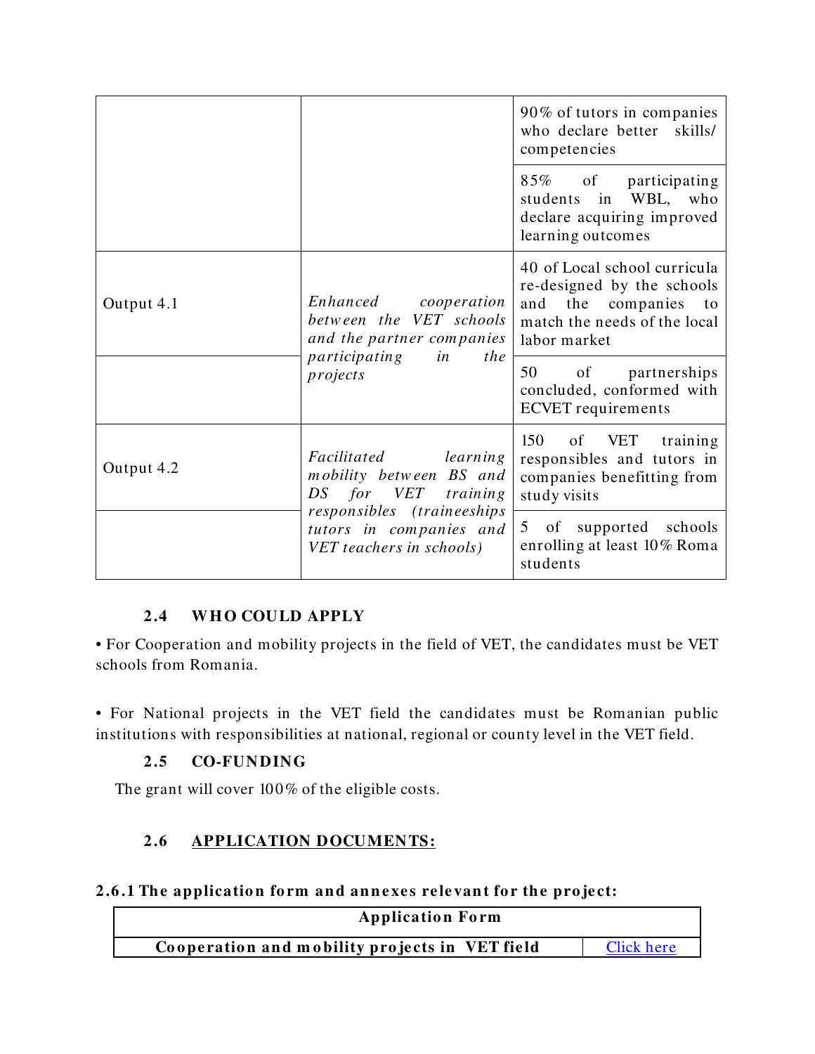| | | |
|---|---|---|
| | | 90% of tutors in companies who declare better skills/ competencies |
| | | 85% of participating students in WBL, who declare acquiring improved learning outcomes |
| Output 4.1 | *Enhanced cooperation between the VET schools and the partner companies participating in the projects* | 40 of Local school curricula re-designed by the schools and the companies to match the needs of the local labor market |
| | | 50 of partnerships concluded, conformed with ECVET requirements |
| Output 4.2 | *Facilitated learning mobility between BS and DS for VET training responsibles (traineeships tutors in companies and VET teachers in schools)* | 150 of VET training responsibles and tutors in companies benefitting from study visits |
| | | 5 of supported schools enrolling at least 10% Roma students |

## 2.4 WHO COULD APPLY

• For Cooperation and mobility projects in the field of VET, the candidates must be VET schools from Romania.

• For National projects in the VET field the candidates must be Romanian public institutions with responsibilities at national, regional or county level in the VET field.

## 2.5 CO-FUNDING

The grant will cover 100% of the eligible costs.

## 2.6 APPLICATION DOCUMENTS:

### 2.6.1 The application form and annexes relevant for the project:

| Application Form | |
|---|---|
| **Cooperation and mobility projects in VET field** | Click here |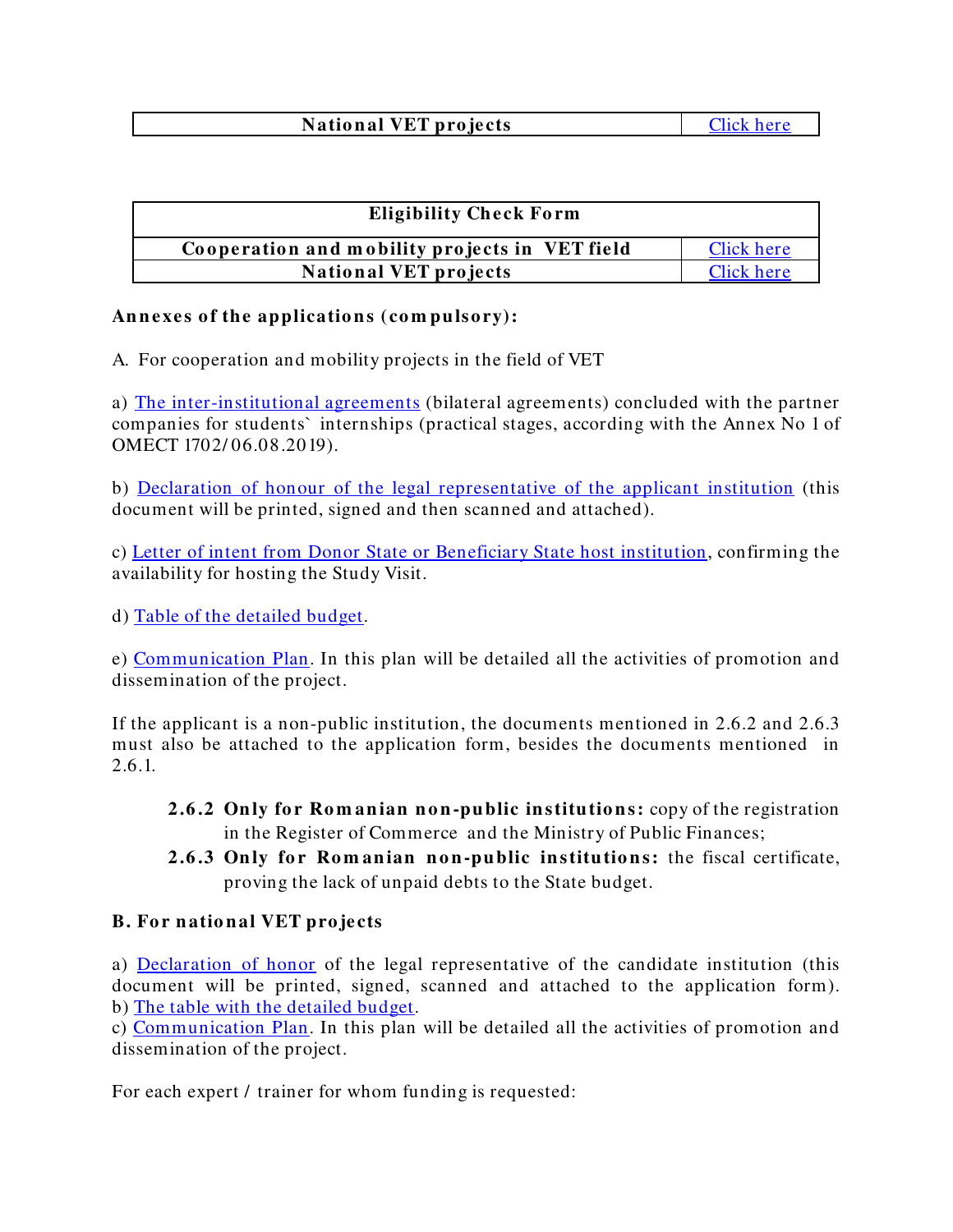| National VET projects | Click here |
|---|---|

| Eligibility Check Form | |
|---|---|
| Cooperation and mobility projects in VET field | Click here |
| National VET projects | Click here |

**Annexes of the applications (compulsory):**

A. For cooperation and mobility projects in the field of VET

a) The inter-institutional agreements (bilateral agreements) concluded with the partner companies for students` internships (practical stages, according with the Annex No 1 of OMECT 1702/06.08.2019).

b) Declaration of honour of the legal representative of the applicant institution (this document will be printed, signed and then scanned and attached).

c) Letter of intent from Donor State or Beneficiary State host institution, confirming the availability for hosting the Study Visit.

d) Table of the detailed budget.

e) Communication Plan. In this plan will be detailed all the activities of promotion and dissemination of the project.

If the applicant is a non-public institution, the documents mentioned in 2.6.2 and 2.6.3 must also be attached to the application form, besides the documents mentioned in 2.6.1.

- **2.6.2 Only for Romanian non-public institutions:** copy of the registration in the Register of Commerce and the Ministry of Public Finances;
- **2.6.3 Only for Romanian non-public institutions:** the fiscal certificate, proving the lack of unpaid debts to the State budget.

**B. For national VET projects**

a) Declaration of honor of the legal representative of the candidate institution (this document will be printed, signed, scanned and attached to the application form).
b) The table with the detailed budget.
c) Communication Plan. In this plan will be detailed all the activities of promotion and dissemination of the project.

For each expert / trainer for whom funding is requested: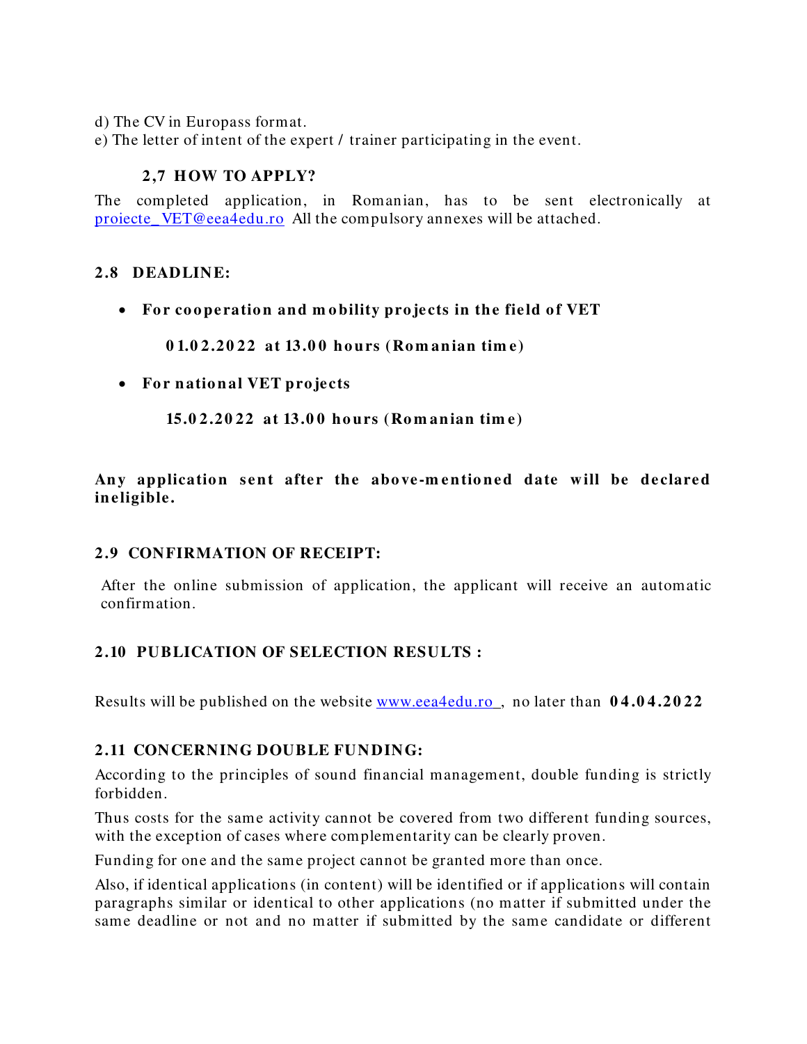d) The CV in Europass format.
e) The letter of intent of the expert / trainer participating in the event.

### 2,7 HOW TO APPLY?

The completed application, in Romanian, has to be sent electronically at proiecte_VET@eea4edu.ro All the compulsory annexes will be attached.

### 2.8 DEADLINE:

- **For cooperation and mobility projects in the field of VET**

  **01.02.2022 at 13.00 hours (Romanian time)**

- **For national VET projects**

  **15.02.2022 at 13.00 hours (Romanian time)**

**Any application sent after the above-mentioned date will be declared ineligible.**

### 2.9 CONFIRMATION OF RECEIPT:

After the online submission of application, the applicant will receive an automatic confirmation.

### 2.10 PUBLICATION OF SELECTION RESULTS :

Results will be published on the website www.eea4edu.ro , no later than **04.04.2022**

### 2.11 CONCERNING DOUBLE FUNDING:

According to the principles of sound financial management, double funding is strictly forbidden.

Thus costs for the same activity cannot be covered from two different funding sources, with the exception of cases where complementarity can be clearly proven.

Funding for one and the same project cannot be granted more than once.

Also, if identical applications (in content) will be identified or if applications will contain paragraphs similar or identical to other applications (no matter if submitted under the same deadline or not and no matter if submitted by the same candidate or different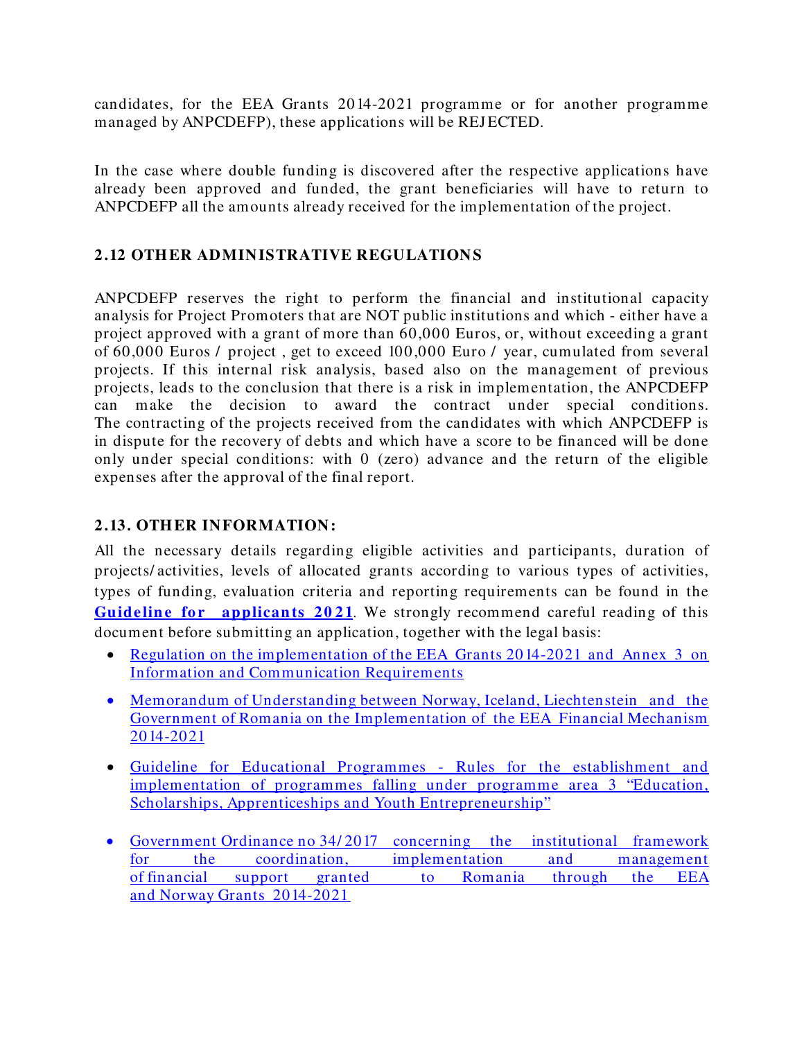candidates, for the EEA Grants 2014-2021 programme or for another programme managed by ANPCDEFP), these applications will be REJECTED.

In the case where double funding is discovered after the respective applications have already been approved and funded, the grant beneficiaries will have to return to ANPCDEFP all the amounts already received for the implementation of the project.

### 2.12 OTHER ADMINISTRATIVE REGULATIONS

ANPCDEFP reserves the right to perform the financial and institutional capacity analysis for Project Promoters that are NOT public institutions and which - either have a project approved with a grant of more than 60,000 Euros, or, without exceeding a grant of 60,000 Euros / project , get to exceed 100,000 Euro / year, cumulated from several projects. If this internal risk analysis, based also on the management of previous projects, leads to the conclusion that there is a risk in implementation, the ANPCDEFP can make the decision to award the contract under special conditions. The contracting of the projects received from the candidates with which ANPCDEFP is in dispute for the recovery of debts and which have a score to be financed will be done only under special conditions: with 0 (zero) advance and the return of the eligible expenses after the approval of the final report.

### 2.13. OTHER INFORMATION:

All the necessary details regarding eligible activities and participants, duration of projects/activities, levels of allocated grants according to various types of activities, types of funding, evaluation criteria and reporting requirements can be found in the **Guideline for applicants 2021**. We strongly recommend careful reading of this document before submitting an application, together with the legal basis:

- Regulation on the implementation of the EEA Grants 2014-2021 and Annex 3 on Information and Communication Requirements
- Memorandum of Understanding between Norway, Iceland, Liechtenstein and the Government of Romania on the Implementation of the EEA Financial Mechanism 2014-2021
- Guideline for Educational Programmes - Rules for the establishment and implementation of programmes falling under programme area 3 "Education, Scholarships, Apprenticeships and Youth Entrepreneurship"
- Government Ordinance no 34/2017 concerning the institutional framework for the coordination, implementation and management of financial support granted to Romania through the EEA and Norway Grants 2014-2021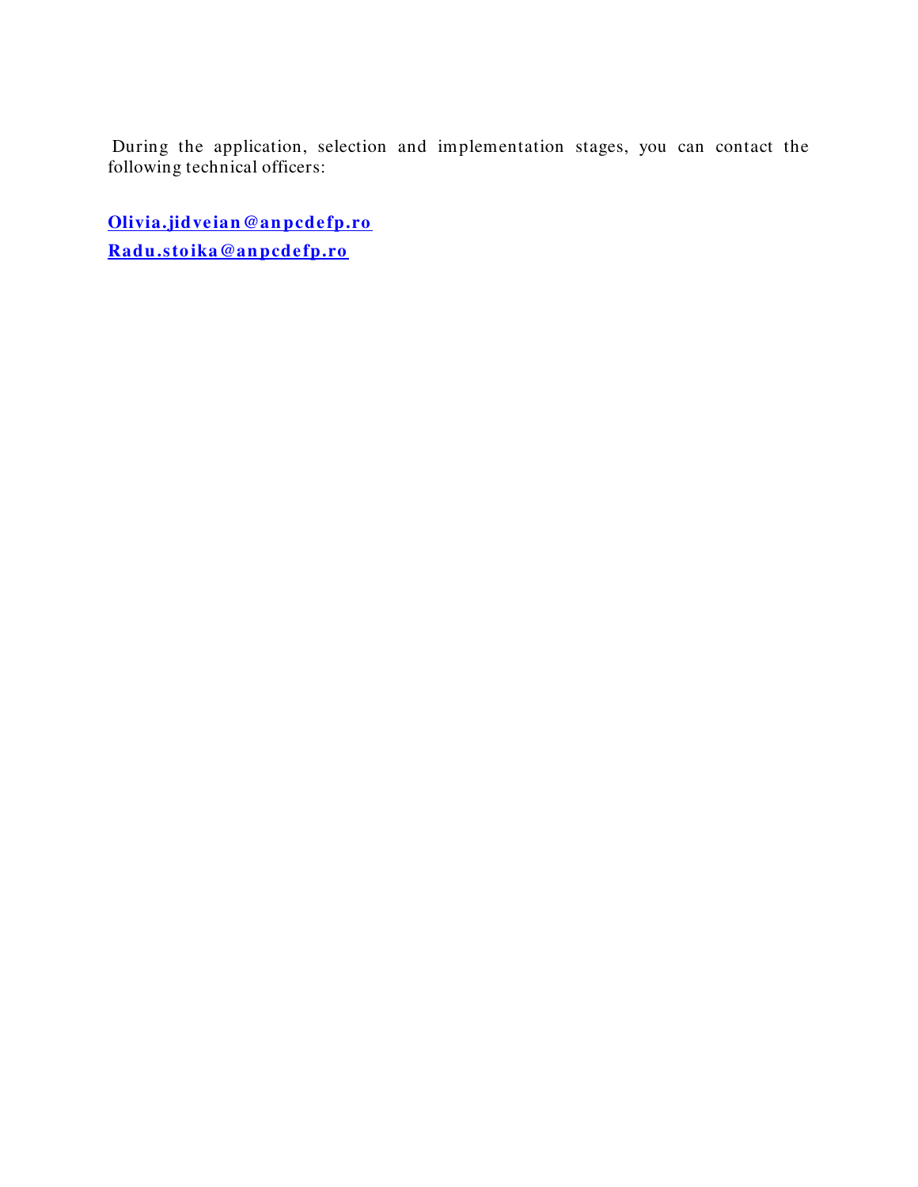During the application, selection and implementation stages, you can contact the following technical officers:

**Olivia.jidveian@anpcdefp.ro**

**Radu.stoika@anpcdefp.ro**